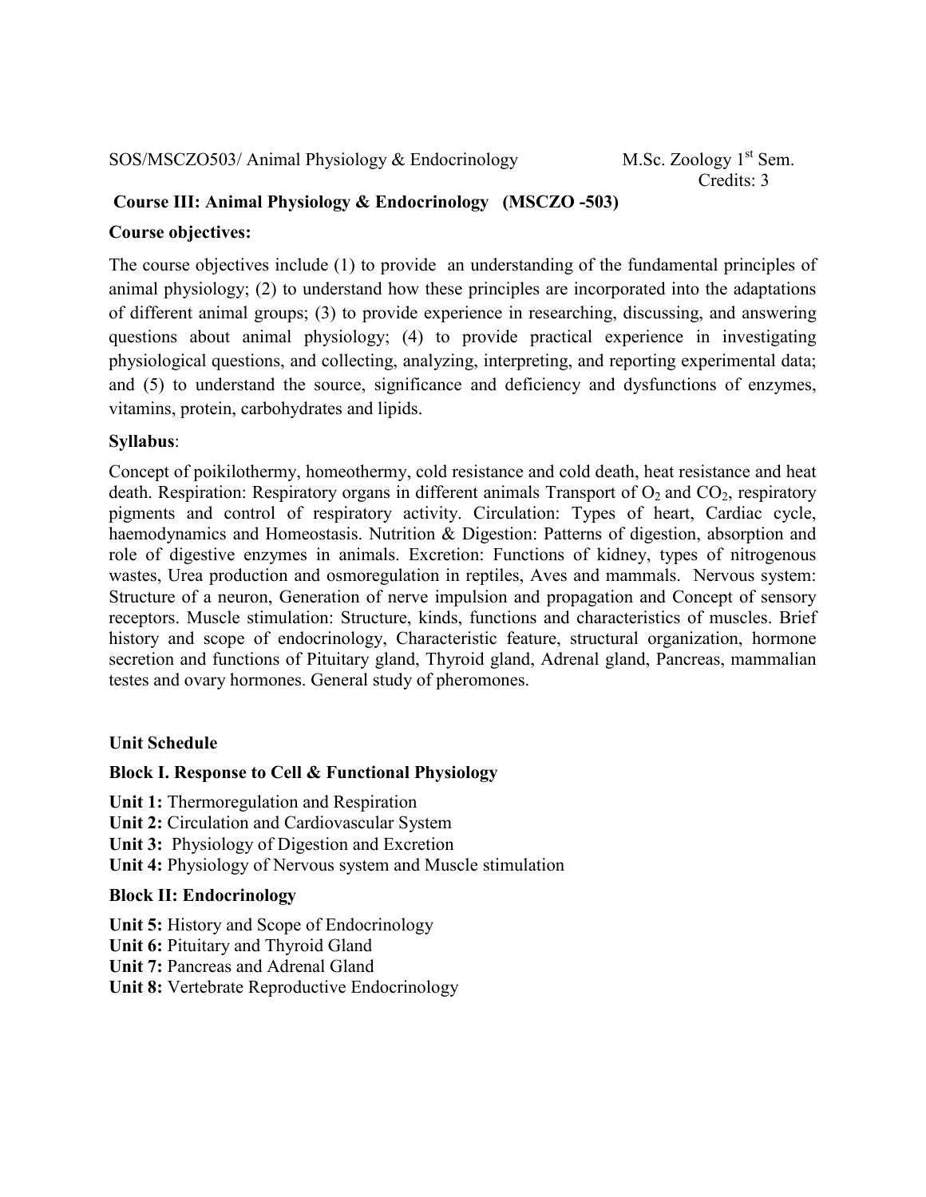SOS/MSCZO503/ Animal Physiology & Endocrinology  M.Sc. Zoology 1st Sem.
Credits: 3

## Course III: Animal Physiology & Endocrinology (MSCZO -503)

**Course objectives:**

The course objectives include (1) to provide an understanding of the fundamental principles of animal physiology; (2) to understand how these principles are incorporated into the adaptations of different animal groups; (3) to provide experience in researching, discussing, and answering questions about animal physiology; (4) to provide practical experience in investigating physiological questions, and collecting, analyzing, interpreting, and reporting experimental data; and (5) to understand the source, significance and deficiency and dysfunctions of enzymes, vitamins, protein, carbohydrates and lipids.

**Syllabus**:

Concept of poikilothermy, homeothermy, cold resistance and cold death, heat resistance and heat death. Respiration: Respiratory organs in different animals Transport of $O_2$ and $CO_2$, respiratory pigments and control of respiratory activity. Circulation: Types of heart, Cardiac cycle, haemodynamics and Homeostasis. Nutrition & Digestion: Patterns of digestion, absorption and role of digestive enzymes in animals. Excretion: Functions of kidney, types of nitrogenous wastes, Urea production and osmoregulation in reptiles, Aves and mammals. Nervous system: Structure of a neuron, Generation of nerve impulsion and propagation and Concept of sensory receptors. Muscle stimulation: Structure, kinds, functions and characteristics of muscles. Brief history and scope of endocrinology, Characteristic feature, structural organization, hormone secretion and functions of Pituitary gland, Thyroid gland, Adrenal gland, Pancreas, mammalian testes and ovary hormones. General study of pheromones.

**Unit Schedule**

**Block I. Response to Cell & Functional Physiology**

**Unit 1:** Thermoregulation and Respiration
**Unit 2:** Circulation and Cardiovascular System
**Unit 3:** Physiology of Digestion and Excretion
**Unit 4:** Physiology of Nervous system and Muscle stimulation

**Block II: Endocrinology**

**Unit 5:** History and Scope of Endocrinology
**Unit 6:** Pituitary and Thyroid Gland
**Unit 7:** Pancreas and Adrenal Gland
**Unit 8:** Vertebrate Reproductive Endocrinology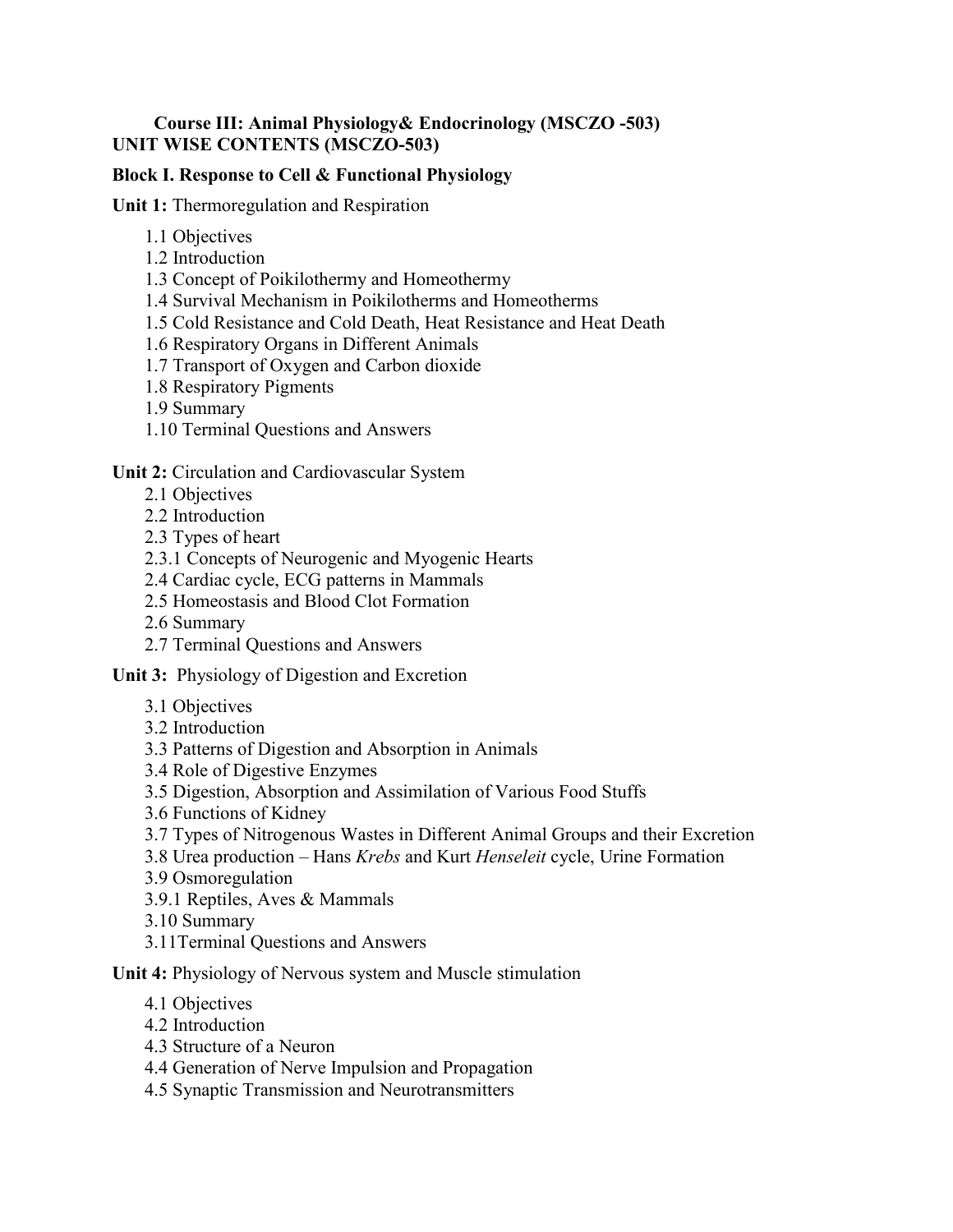**Course III: Animal Physiology& Endocrinology (MSCZO -503)**
**UNIT WISE CONTENTS (MSCZO-503)**

**Block I. Response to Cell & Functional Physiology**

**Unit 1:** Thermoregulation and Respiration

1.1 Objectives
1.2 Introduction
1.3 Concept of Poikilothermy and Homeothermy
1.4 Survival Mechanism in Poikilotherms and Homeotherms
1.5 Cold Resistance and Cold Death, Heat Resistance and Heat Death
1.6 Respiratory Organs in Different Animals
1.7 Transport of Oxygen and Carbon dioxide
1.8 Respiratory Pigments
1.9 Summary
1.10 Terminal Questions and Answers

**Unit 2:** Circulation and Cardiovascular System

2.1 Objectives
2.2 Introduction
2.3 Types of heart
2.3.1 Concepts of Neurogenic and Myogenic Hearts
2.4 Cardiac cycle, ECG patterns in Mammals
2.5 Homeostasis and Blood Clot Formation
2.6 Summary
2.7 Terminal Questions and Answers

**Unit 3:** Physiology of Digestion and Excretion

3.1 Objectives
3.2 Introduction
3.3 Patterns of Digestion and Absorption in Animals
3.4 Role of Digestive Enzymes
3.5 Digestion, Absorption and Assimilation of Various Food Stuffs
3.6 Functions of Kidney
3.7 Types of Nitrogenous Wastes in Different Animal Groups and their Excretion
3.8 Urea production – Hans *Krebs* and Kurt *Henseleit* cycle, Urine Formation
3.9 Osmoregulation
3.9.1 Reptiles, Aves & Mammals
3.10 Summary
3.11Terminal Questions and Answers

**Unit 4:** Physiology of Nervous system and Muscle stimulation

4.1 Objectives
4.2 Introduction
4.3 Structure of a Neuron
4.4 Generation of Nerve Impulsion and Propagation
4.5 Synaptic Transmission and Neurotransmitters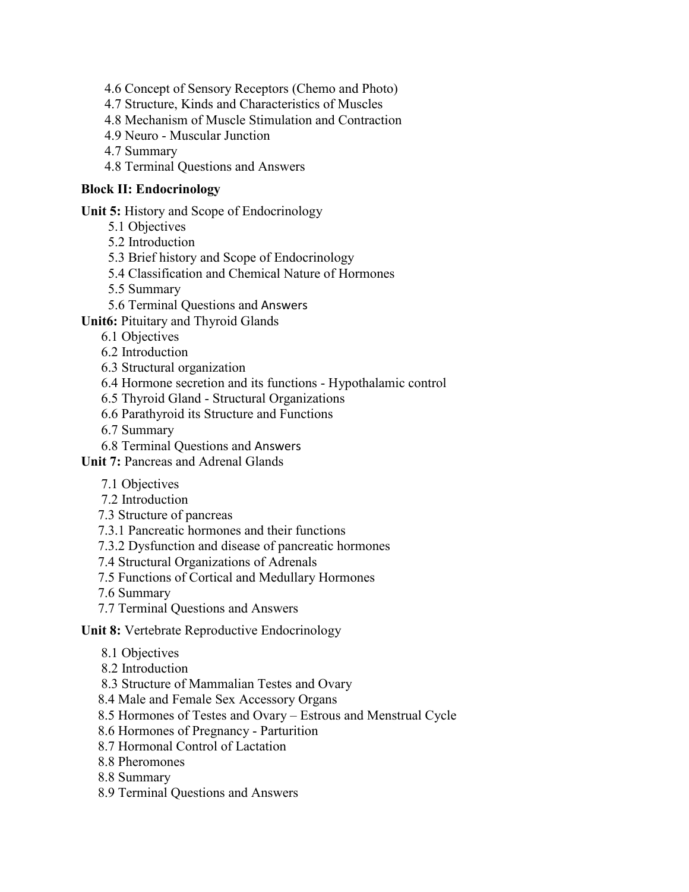4.6 Concept of Sensory Receptors (Chemo and Photo)
4.7 Structure, Kinds and Characteristics of Muscles
4.8 Mechanism of Muscle Stimulation and Contraction
4.9 Neuro - Muscular Junction
4.7 Summary
4.8 Terminal Questions and Answers

**Block II: Endocrinology**

**Unit 5:** History and Scope of Endocrinology
5.1 Objectives
5.2 Introduction
5.3 Brief history and Scope of Endocrinology
5.4 Classification and Chemical Nature of Hormones
5.5 Summary
5.6 Terminal Questions and Answers

**Unit6:** Pituitary and Thyroid Glands
6.1 Objectives
6.2 Introduction
6.3 Structural organization
6.4 Hormone secretion and its functions - Hypothalamic control
6.5 Thyroid Gland - Structural Organizations
6.6 Parathyroid its Structure and Functions
6.7 Summary
6.8 Terminal Questions and Answers

**Unit 7:** Pancreas and Adrenal Glands
7.1 Objectives
7.2 Introduction
7.3 Structure of pancreas
7.3.1 Pancreatic hormones and their functions
7.3.2 Dysfunction and disease of pancreatic hormones
7.4 Structural Organizations of Adrenals
7.5 Functions of Cortical and Medullary Hormones
7.6 Summary
7.7 Terminal Questions and Answers

**Unit 8:** Vertebrate Reproductive Endocrinology
8.1 Objectives
8.2 Introduction
8.3 Structure of Mammalian Testes and Ovary
8.4 Male and Female Sex Accessory Organs
8.5 Hormones of Testes and Ovary – Estrous and Menstrual Cycle
8.6 Hormones of Pregnancy - Parturition
8.7 Hormonal Control of Lactation
8.8 Pheromones
8.8 Summary
8.9 Terminal Questions and Answers